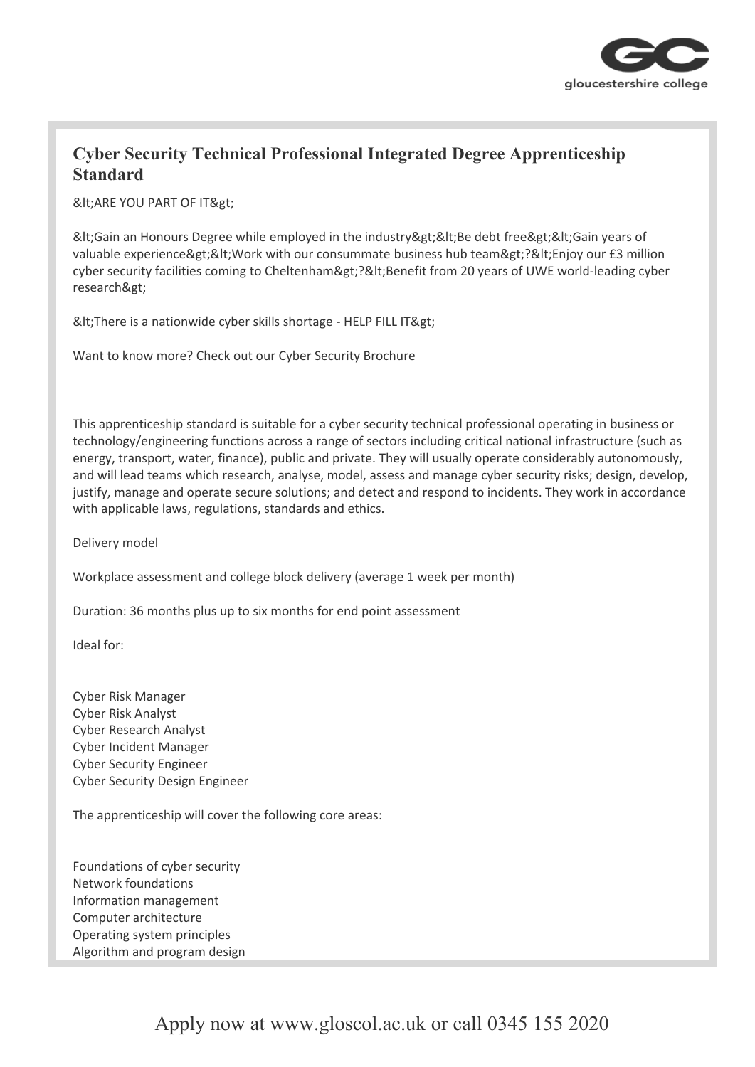# Cyber Security Technical Professional Integrated Degree Apprenticeship Standard

&lt;ARE YOU PART OF IT&gt;

&lt;Gain an Honours Degree while employed in the industry&gt;&lt;Be debt free&gt;&lt;Gain years of valuable experience&gt;&lt;Work with our consummate business hub team&gt;?&lt;Enjoy our £3 million cyber security facilities coming to Cheltenham&gt;?&lt;Benefit from 20 years of UWE world-leading cyber research&gt;

&lt;There is a nationwide cyber skills shortage - HELP FILL IT&gt;

Want to know more? Check out our Cyber Security Brochure

This apprenticeship standard is suitable for a cyber security technical professional operating in business or technology/engineering functions across a range of sectors including critical national infrastructure (such as energy, transport, water, finance), public and private. They will usually operate considerably autonomously, and will lead teams which research, analyse, model, assess and manage cyber security risks; design, develop, justify, manage and operate secure solutions; and detect and respond to incidents. They work in accordance with applicable laws, regulations, standards and ethics.

Delivery model

Workplace assessment and college block delivery (average 1 week per month)

Duration: 36 months plus up to six months for end point assessment

Ideal for:

Cyber Risk Manager
Cyber Risk Analyst
Cyber Research Analyst
Cyber Incident Manager
Cyber Security Engineer
Cyber Security Design Engineer

The apprenticeship will cover the following core areas:

Foundations of cyber security
Network foundations
Information management
Computer architecture
Operating system principles
Algorithm and program design

Apply now at www.gloscol.ac.uk or call 0345 155 2020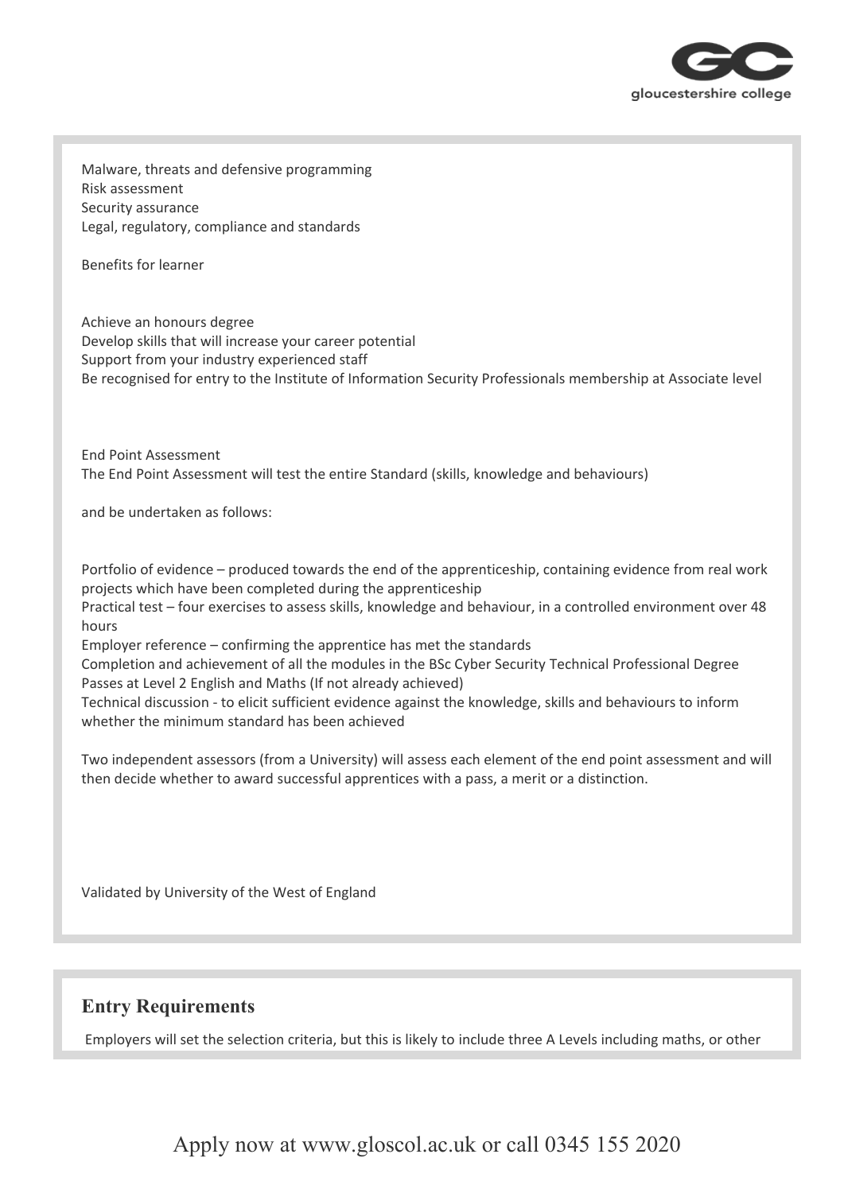Malware, threats and defensive programming
Risk assessment
Security assurance
Legal, regulatory, compliance and standards

Benefits for learner

Achieve an honours degree
Develop skills that will increase your career potential
Support from your industry experienced staff
Be recognised for entry to the Institute of Information Security Professionals membership at Associate level

End Point Assessment
The End Point Assessment will test the entire Standard (skills, knowledge and behaviours)

and be undertaken as follows:

Portfolio of evidence – produced towards the end of the apprenticeship, containing evidence from real work projects which have been completed during the apprenticeship
Practical test – four exercises to assess skills, knowledge and behaviour, in a controlled environment over 48 hours
Employer reference – confirming the apprentice has met the standards
Completion and achievement of all the modules in the BSc Cyber Security Technical Professional Degree
Passes at Level 2 English and Maths (If not already achieved)
Technical discussion - to elicit sufficient evidence against the knowledge, skills and behaviours to inform whether the minimum standard has been achieved

Two independent assessors (from a University) will assess each element of the end point assessment and will then decide whether to award successful apprentices with a pass, a merit or a distinction.

Validated by University of the West of England

## Entry Requirements

Employers will set the selection criteria, but this is likely to include three A Levels including maths, or other

Apply now at www.gloscol.ac.uk or call 0345 155 2020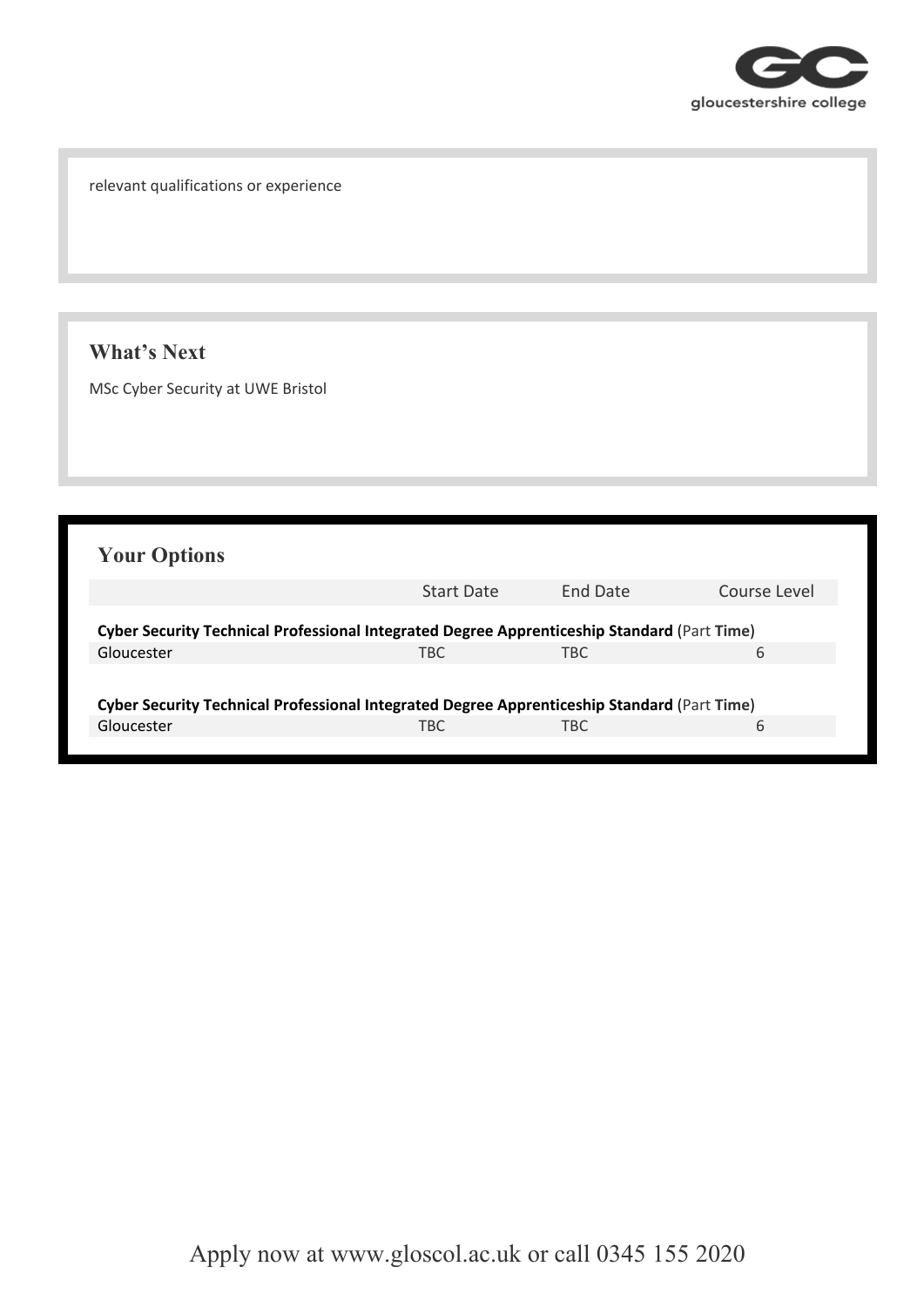relevant qualifications or experience

## What's Next

MSc Cyber Security at UWE Bristol

## Your Options

| | Start Date | End Date | Course Level |
|---|---|---|---|
| **Cyber Security Technical Professional Integrated Degree Apprenticeship Standard** (Part **Time**) | | | |
| Gloucester | TBC | TBC | 6 |
| **Cyber Security Technical Professional Integrated Degree Apprenticeship Standard** (Part **Time**) | | | |
| Gloucester | TBC | TBC | 6 |

Apply now at www.gloscol.ac.uk or call 0345 155 2020